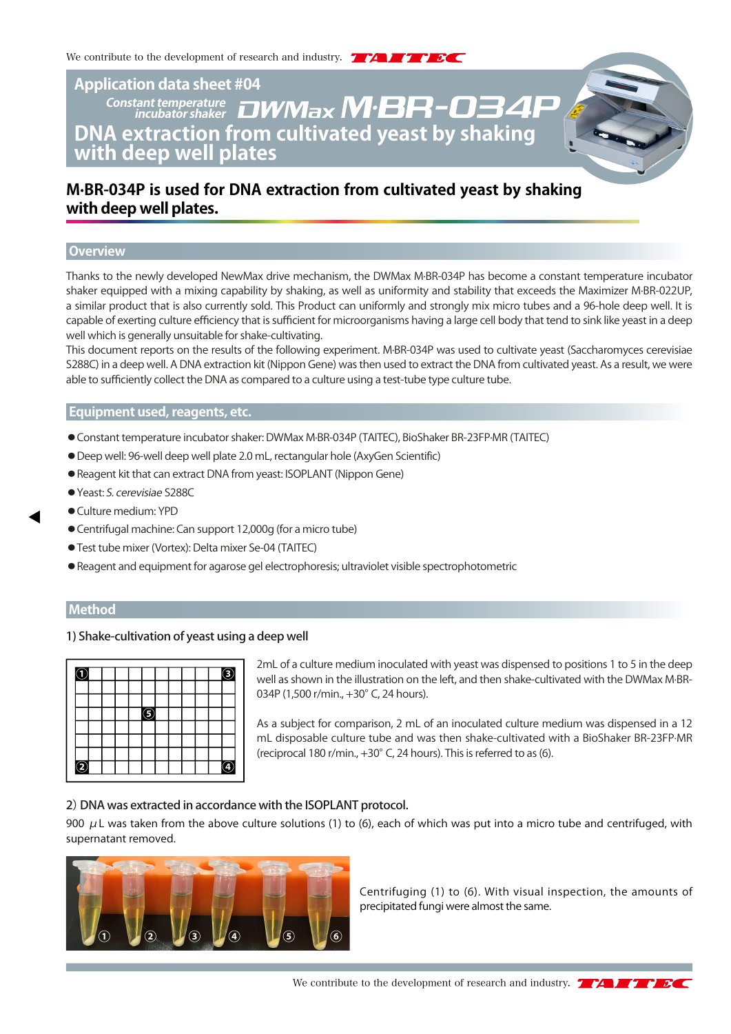# Application data sheet #04

Constant temperature incubator shaker DWMax M·BR-034P

# DNA extraction from cultivated yeast by shaking with deep well plates

## M·BR-034P is used for DNA extraction from cultivated yeast by shaking with deep well plates.

## Overview

Thanks to the newly developed NewMax drive mechanism, the DWMax M·BR-034P has become a constant temperature incubator shaker equipped with a mixing capability by shaking, as well as uniformity and stability that exceeds the Maximizer M·BR-022UP, a similar product that is also currently sold. This Product can uniformly and strongly mix micro tubes and a 96-hole deep well. It is capable of exerting culture efficiency that is sufficient for microorganisms having a large cell body that tend to sink like yeast in a deep well which is generally unsuitable for shake-cultivating.

This document reports on the results of the following experiment. M·BR-034P was used to cultivate yeast (Saccharomyces cerevisiae S288C) in a deep well. A DNA extraction kit (Nippon Gene) was then used to extract the DNA from cultivated yeast. As a result, we were able to sufficiently collect the DNA as compared to a culture using a test-tube type culture tube.

## Equipment used, reagents, etc.

- Constant temperature incubator shaker: DWMax M·BR-034P (TAITEC), BioShaker BR-23FP·MR (TAITEC)
- Deep well: 96-well deep well plate 2.0 mL, rectangular hole (AxyGen Scientific)
- Reagent kit that can extract DNA from yeast: ISOPLANT (Nippon Gene)
- Yeast: *S. cerevisiae* S288C
- Culture medium: YPD
- Centrifugal machine: Can support 12,000g (for a micro tube)
- Test tube mixer (Vortex): Delta mixer Se-04 (TAITEC)
- Reagent and equipment for agarose gel electrophoresis; ultraviolet visible spectrophotometric

## Method

### 1) Shake-cultivation of yeast using a deep well

2mL of a culture medium inoculated with yeast was dispensed to positions 1 to 5 in the deep well as shown in the illustration on the left, and then shake-cultivated with the DWMax M·BR-034P (1,500 r/min., +30° C, 24 hours).

As a subject for comparison, 2 mL of an inoculated culture medium was dispensed in a 12 mL disposable culture tube and was then shake-cultivated with a BioShaker BR-23FP·MR (reciprocal 180 r/min., +30° C, 24 hours). This is referred to as (6).

### 2) DNA was extracted in accordance with the ISOPLANT protocol.

900 μL was taken from the above culture solutions (1) to (6), each of which was put into a micro tube and centrifuged, with supernatant removed.

Centrifuging (1) to (6). With visual inspection, the amounts of precipitated fungi were almost the same.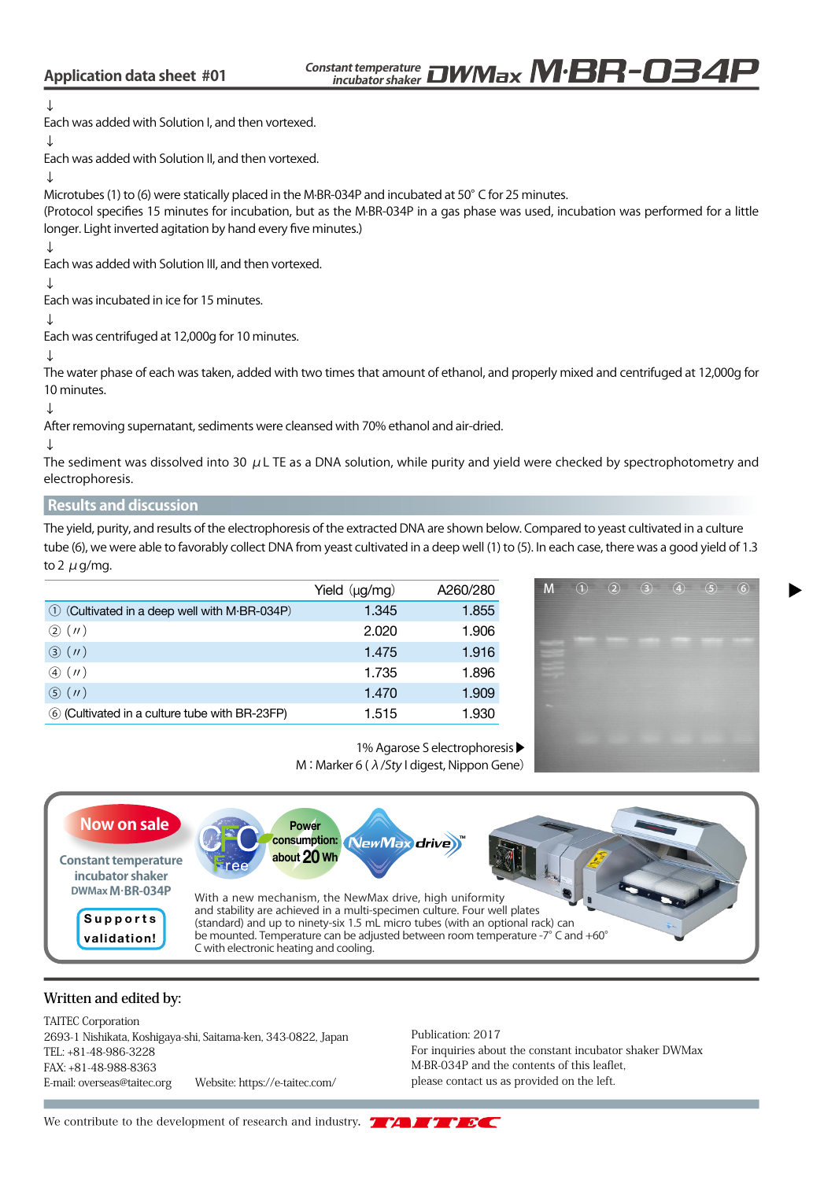↓

Each was added with Solution I, and then vortexed.

↓

Each was added with Solution II, and then vortexed.

↓

Microtubes (1) to (6) were statically placed in the M·BR-034P and incubated at 50° C for 25 minutes.
(Protocol specifies 15 minutes for incubation, but as the M·BR-034P in a gas phase was used, incubation was performed for a little longer. Light inverted agitation by hand every five minutes.)

↓

Each was added with Solution III, and then vortexed.

↓

Each was incubated in ice for 15 minutes.

↓

Each was centrifuged at 12,000g for 10 minutes.

↓

The water phase of each was taken, added with two times that amount of ethanol, and properly mixed and centrifuged at 12,000g for 10 minutes.

↓

After removing supernatant, sediments were cleansed with 70% ethanol and air-dried.

↓

The sediment was dissolved into 30 μL TE as a DNA solution, while purity and yield were checked by spectrophotometry and electrophoresis.

## Results and discussion

The yield, purity, and results of the electrophoresis of the extracted DNA are shown below. Compared to yeast cultivated in a culture tube (6), we were able to favorably collect DNA from yeast cultivated in a deep well (1) to (5). In each case, there was a good yield of 1.3 to 2 μg/mg.

| | Yield (μg/mg) | A260/280 |
|---|---|---|
| ① (Cultivated in a deep well with M·BR-034P) | 1.345 | 1.855 |
| ② (〃) | 2.020 | 1.906 |
| ③ (〃) | 1.475 | 1.916 |
| ④ (〃) | 1.735 | 1.896 |
| ⑤ (〃) | 1.470 | 1.909 |
| ⑥ (Cultivated in a culture tube with BR-23FP) | 1.515 | 1.930 |

M ① ② ③ ④ ⑤ ⑥

1% Agarose S electrophoresis ▶
M : Marker 6 ( λ /*Sty* I digest, Nippon Gene)

**Now on sale**

Constant temperature incubator shaker
DWMax M·BR-034P

**Supports validation!**

CFC Free

Power consumption: about 20 Wh

NewMax drive™

With a new mechanism, the NewMax drive, high uniformity and stability are achieved in a multi-specimen culture. Four well plates (standard) and up to ninety-six 1.5 mL micro tubes (with an optional rack) can be mounted. Temperature can be adjusted between room temperature -7° C and +60° C with electronic heating and cooling.

## Written and edited by:

TAITEC Corporation
2693-1 Nishikata, Koshigaya-shi, Saitama-ken, 343-0822, Japan
TEL: +81-48-986-3228
FAX: +81-48-988-8363
E-mail: overseas@taitec.org Website: https://e-taitec.com/

Publication: 2017
For inquiries about the constant incubator shaker DWMax M·BR-034P and the contents of this leaflet, please contact us as provided on the left.

We contribute to the development of research and industry. TAITEC